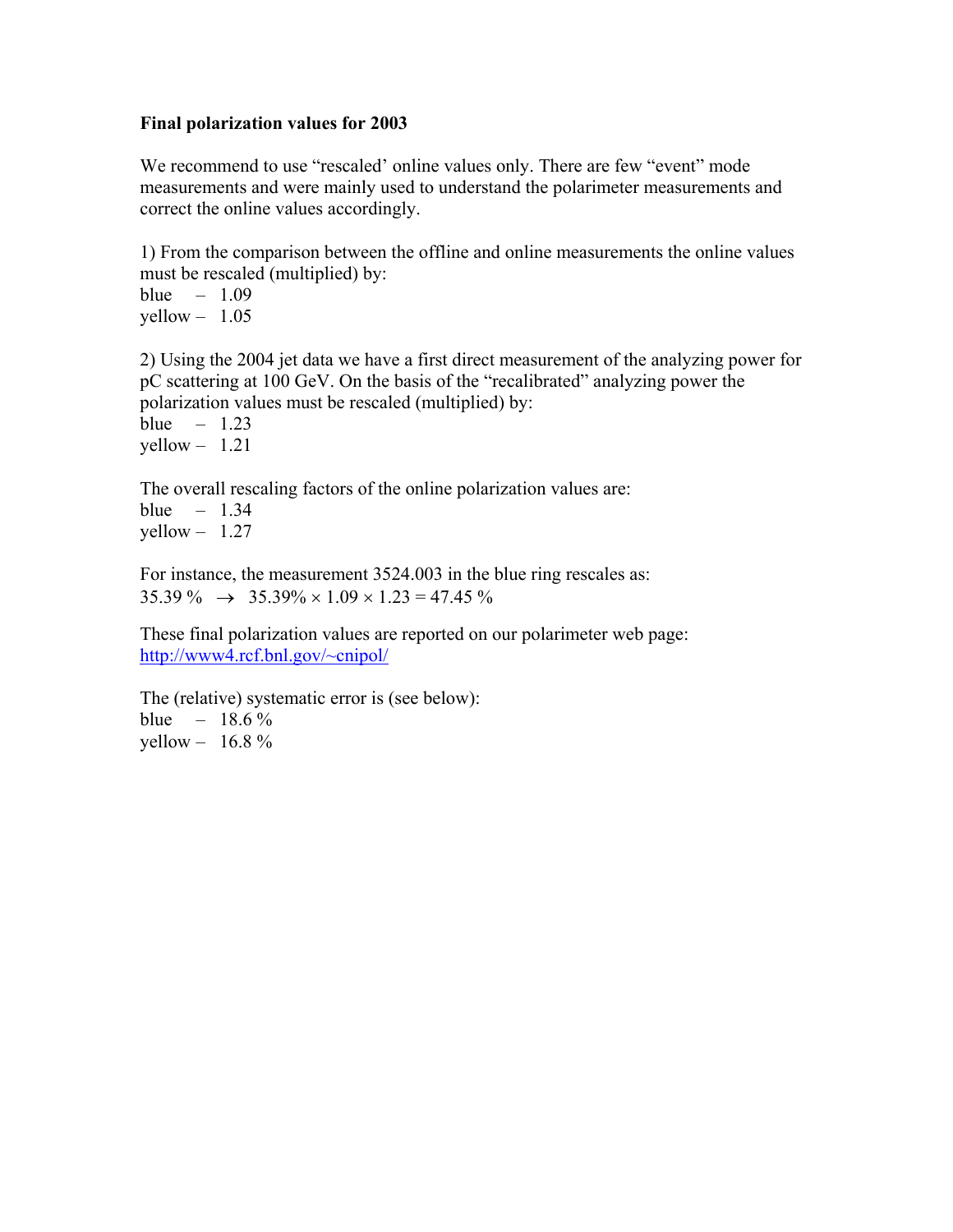**Final polarization values for 2003**

We recommend to use "rescaled' online values only. There are few "event" mode measurements and were mainly used to understand the polarimeter measurements and correct the online values accordingly.

1) From the comparison between the offline and online measurements the online values must be rescaled (multiplied) by:
blue – 1.09
yellow – 1.05

2) Using the 2004 jet data we have a first direct measurement of the analyzing power for pC scattering at 100 GeV. On the basis of the "recalibrated" analyzing power the polarization values must be rescaled (multiplied) by:
blue – 1.23
yellow – 1.21

The overall rescaling factors of the online polarization values are:
blue – 1.34
yellow – 1.27

For instance, the measurement 3524.003 in the blue ring rescales as:
35.39 % $\rightarrow$ 35.39% $\times$ 1.09 $\times$ 1.23 = 47.45 %

These final polarization values are reported on our polarimeter web page:
http://www4.rcf.bnl.gov/~cnipol/

The (relative) systematic error is (see below):
blue – 18.6 %
yellow – 16.8 %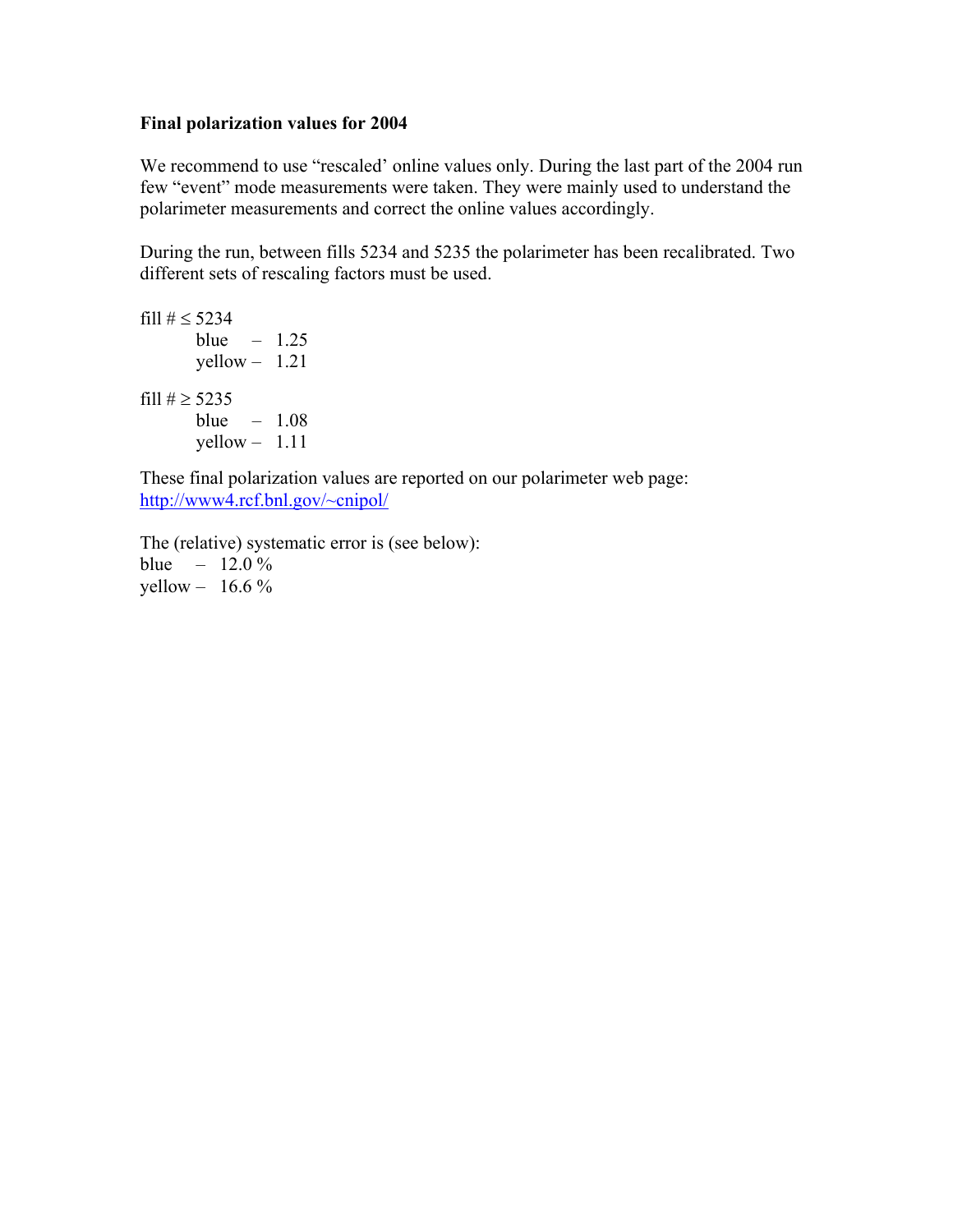**Final polarization values for 2004**

We recommend to use "rescaled' online values only. During the last part of the 2004 run few "event" mode measurements were taken. They were mainly used to understand the polarimeter measurements and correct the online values accordingly.

During the run, between fills 5234 and 5235 the polarimeter has been recalibrated. Two different sets of rescaling factors must be used.

fill # ≤ 5234
- blue – 1.25
- yellow – 1.21

fill # ≥ 5235
- blue – 1.08
- yellow – 1.11

These final polarization values are reported on our polarimeter web page:
http://www4.rcf.bnl.gov/~cnipol/

The (relative) systematic error is (see below):
blue – 12.0 %
yellow – 16.6 %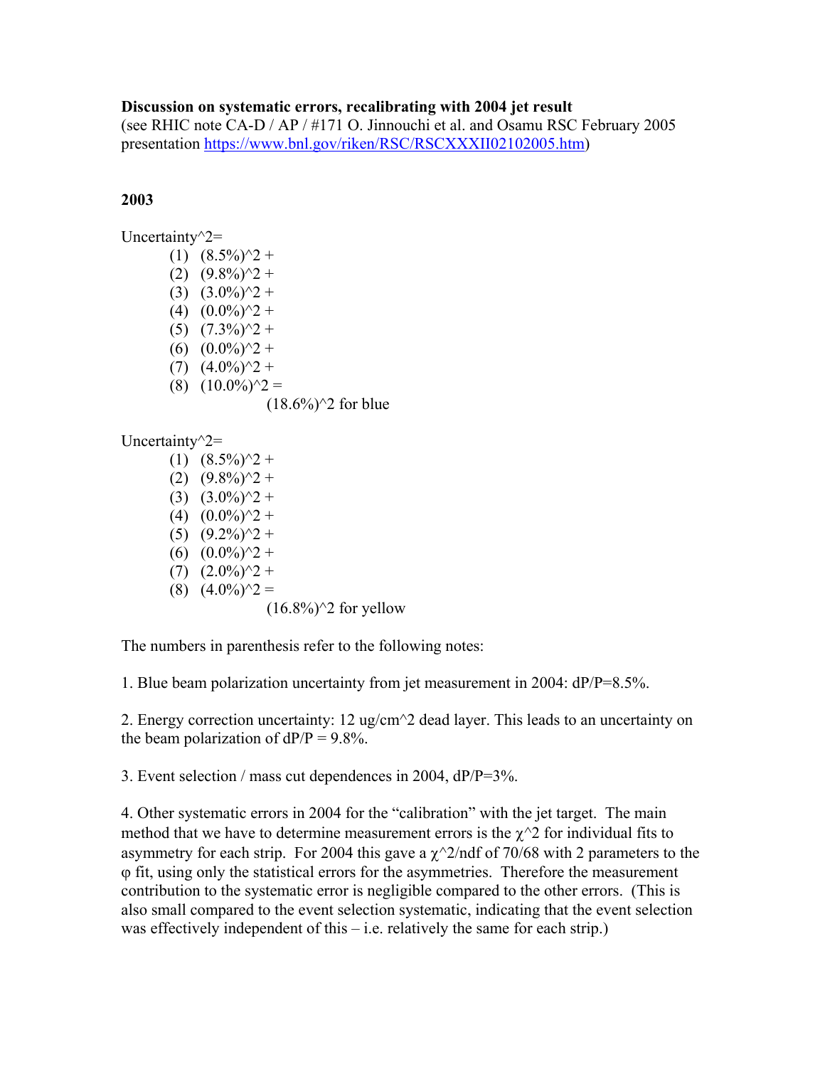**Discussion on systematic errors, recalibrating with 2004 jet result**
(see RHIC note CA-D / AP / #171 O. Jinnouchi et al. and Osamu RSC February 2005 presentation https://www.bnl.gov/riken/RSC/RSCXXXII02102005.htm)

**2003**

Uncertainty^2=

1. (8.5%)^2 +
2. (9.8%)^2 +
3. (3.0%)^2 +
4. (0.0%)^2 +
5. (7.3%)^2 +
6. (0.0%)^2 +
7. (4.0%)^2 +
8. (10.0%)^2 =

   (18.6%)^2 for blue

Uncertainty^2=

1. (8.5%)^2 +
2. (9.8%)^2 +
3. (3.0%)^2 +
4. (0.0%)^2 +
5. (9.2%)^2 +
6. (0.0%)^2 +
7. (2.0%)^2 +
8. (4.0%)^2 =

   (16.8%)^2 for yellow

The numbers in parenthesis refer to the following notes:

1. Blue beam polarization uncertainty from jet measurement in 2004: dP/P=8.5%.

2. Energy correction uncertainty: 12 ug/cm^2 dead layer. This leads to an uncertainty on the beam polarization of dP/P = 9.8%.

3. Event selection / mass cut dependences in 2004, dP/P=3%.

4. Other systematic errors in 2004 for the "calibration" with the jet target. The main method that we have to determine measurement errors is the $\chi^2$ for individual fits to asymmetry for each strip. For 2004 this gave a $\chi^2$/ndf of 70/68 with 2 parameters to the $\varphi$ fit, using only the statistical errors for the asymmetries. Therefore the measurement contribution to the systematic error is negligible compared to the other errors. (This is also small compared to the event selection systematic, indicating that the event selection was effectively independent of this – i.e. relatively the same for each strip.)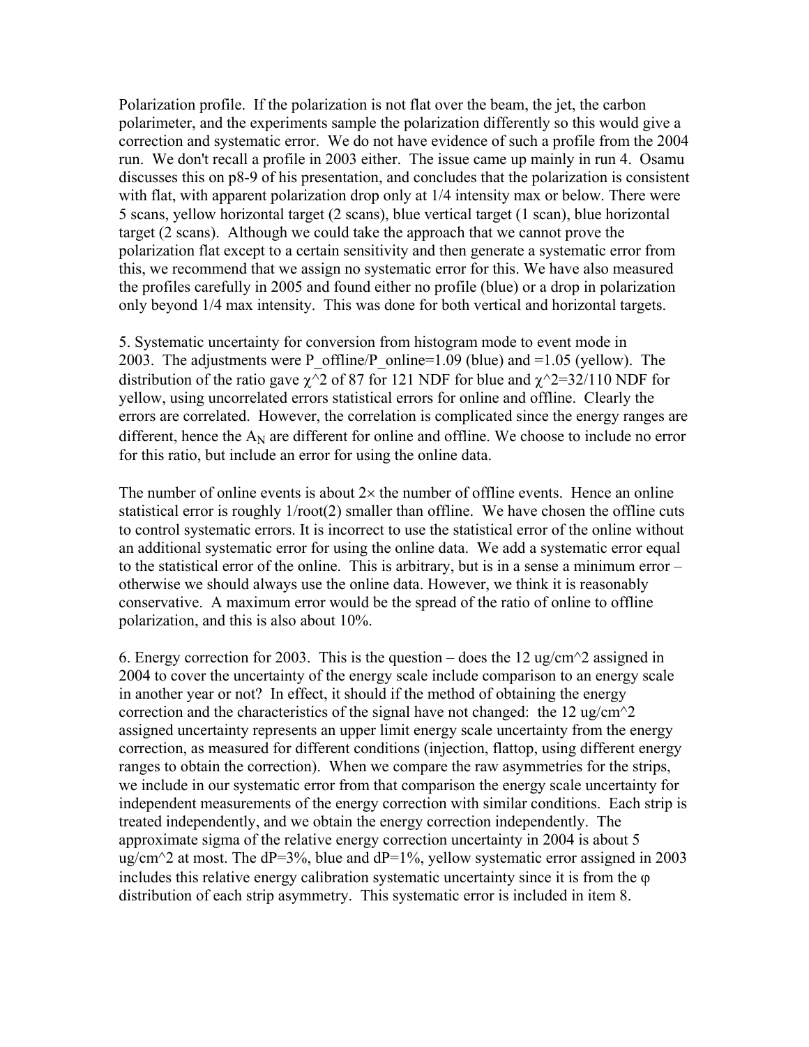Polarization profile. If the polarization is not flat over the beam, the jet, the carbon polarimeter, and the experiments sample the polarization differently so this would give a correction and systematic error. We do not have evidence of such a profile from the 2004 run. We don't recall a profile in 2003 either. The issue came up mainly in run 4. Osamu discusses this on p8-9 of his presentation, and concludes that the polarization is consistent with flat, with apparent polarization drop only at 1/4 intensity max or below. There were 5 scans, yellow horizontal target (2 scans), blue vertical target (1 scan), blue horizontal target (2 scans). Although we could take the approach that we cannot prove the polarization flat except to a certain sensitivity and then generate a systematic error from this, we recommend that we assign no systematic error for this. We have also measured the profiles carefully in 2005 and found either no profile (blue) or a drop in polarization only beyond 1/4 max intensity. This was done for both vertical and horizontal targets.

5. Systematic uncertainty for conversion from histogram mode to event mode in 2003. The adjustments were $P_{offline}/P_{online}=1.09$ (blue) and $=1.05$ (yellow). The distribution of the ratio gave $\chi^2$ of 87 for 121 NDF for blue and $\chi^2=32/110$ NDF for yellow, using uncorrelated errors statistical errors for online and offline. Clearly the errors are correlated. However, the correlation is complicated since the energy ranges are different, hence the $A_N$ are different for online and offline. We choose to include no error for this ratio, but include an error for using the online data.

The number of online events is about $2\times$ the number of offline events. Hence an online statistical error is roughly 1/root(2) smaller than offline. We have chosen the offline cuts to control systematic errors. It is incorrect to use the statistical error of the online without an additional systematic error for using the online data. We add a systematic error equal to the statistical error of the online. This is arbitrary, but is in a sense a minimum error – otherwise we should always use the online data. However, we think it is reasonably conservative. A maximum error would be the spread of the ratio of online to offline polarization, and this is also about 10%.

6. Energy correction for 2003. This is the question – does the 12 ug/cm^2 assigned in 2004 to cover the uncertainty of the energy scale include comparison to an energy scale in another year or not? In effect, it should if the method of obtaining the energy correction and the characteristics of the signal have not changed: the 12 ug/cm^2 assigned uncertainty represents an upper limit energy scale uncertainty from the energy correction, as measured for different conditions (injection, flattop, using different energy ranges to obtain the correction). When we compare the raw asymmetries for the strips, we include in our systematic error from that comparison the energy scale uncertainty for independent measurements of the energy correction with similar conditions. Each strip is treated independently, and we obtain the energy correction independently. The approximate sigma of the relative energy correction uncertainty in 2004 is about 5 ug/cm^2 at most. The dP=3%, blue and dP=1%, yellow systematic error assigned in 2003 includes this relative energy calibration systematic uncertainty since it is from the $\varphi$ distribution of each strip asymmetry. This systematic error is included in item 8.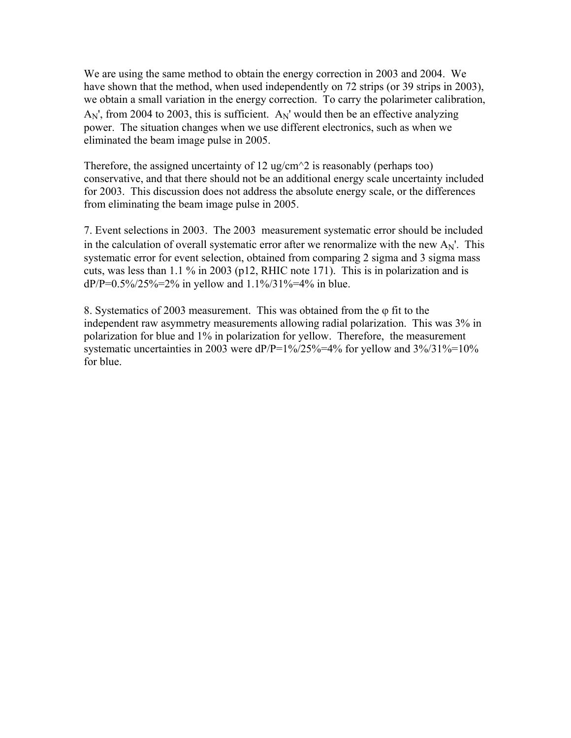We are using the same method to obtain the energy correction in 2003 and 2004. We have shown that the method, when used independently on 72 strips (or 39 strips in 2003), we obtain a small variation in the energy correction. To carry the polarimeter calibration, $A_N$', from 2004 to 2003, this is sufficient. $A_N$' would then be an effective analyzing power. The situation changes when we use different electronics, such as when we eliminated the beam image pulse in 2005.

Therefore, the assigned uncertainty of 12 ug/cm^2 is reasonably (perhaps too) conservative, and that there should not be an additional energy scale uncertainty included for 2003. This discussion does not address the absolute energy scale, or the differences from eliminating the beam image pulse in 2005.

7. Event selections in 2003. The 2003 measurement systematic error should be included in the calculation of overall systematic error after we renormalize with the new $A_N$'. This systematic error for event selection, obtained from comparing 2 sigma and 3 sigma mass cuts, was less than 1.1 % in 2003 (p12, RHIC note 171). This is in polarization and is dP/P=0.5%/25%=2% in yellow and 1.1%/31%=4% in blue.

8. Systematics of 2003 measurement. This was obtained from the $\varphi$ fit to the independent raw asymmetry measurements allowing radial polarization. This was 3% in polarization for blue and 1% in polarization for yellow. Therefore, the measurement systematic uncertainties in 2003 were dP/P=1%/25%=4% for yellow and 3%/31%=10% for blue.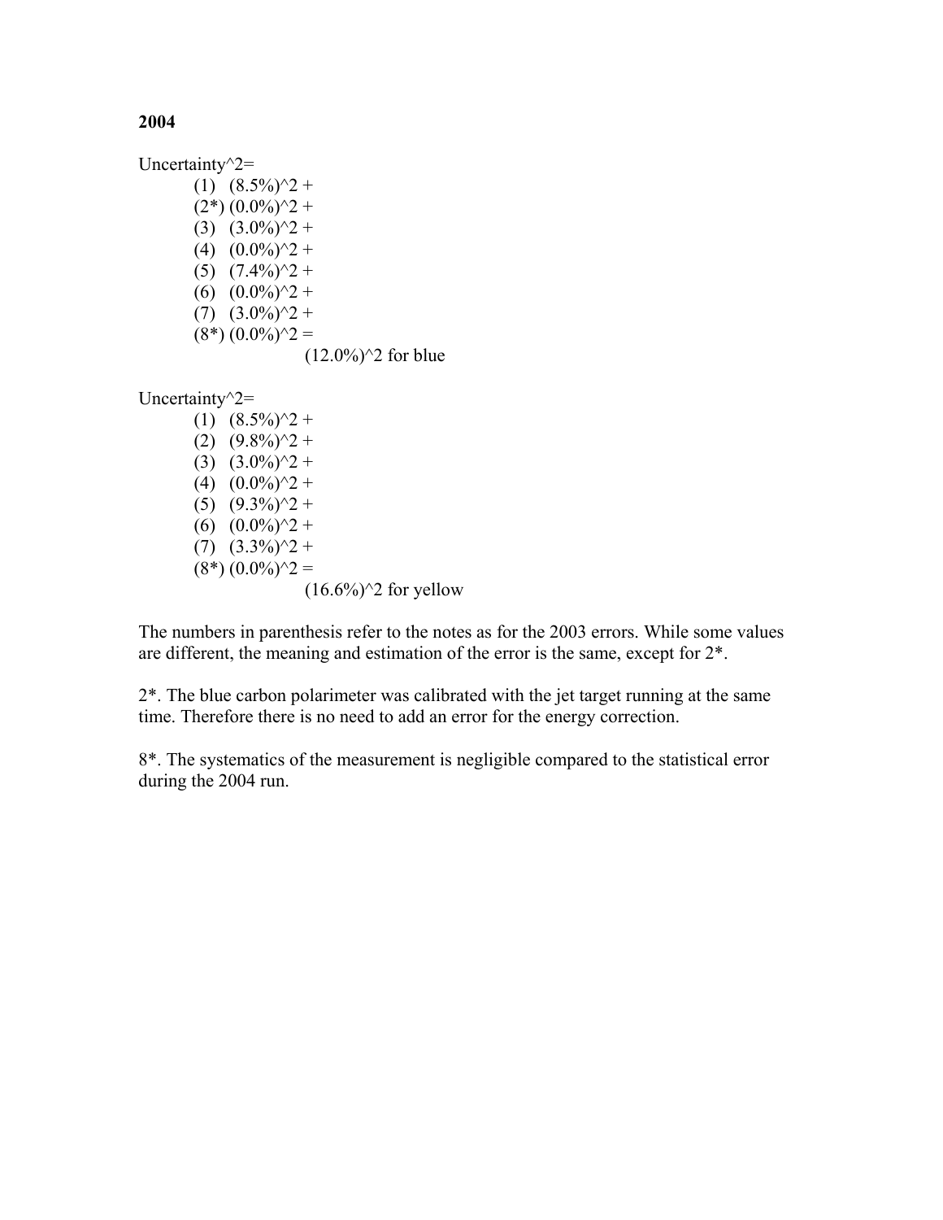**2004**

Uncertainty^2=

(1) (8.5%)^2 +
(2*) (0.0%)^2 +
(3) (3.0%)^2 +
(4) (0.0%)^2 +
(5) (7.4%)^2 +
(6) (0.0%)^2 +
(7) (3.0%)^2 +
(8*) (0.0%)^2 =
(12.0%)^2 for blue

Uncertainty^2=

(1) (8.5%)^2 +
(2) (9.8%)^2 +
(3) (3.0%)^2 +
(4) (0.0%)^2 +
(5) (9.3%)^2 +
(6) (0.0%)^2 +
(7) (3.3%)^2 +
(8*) (0.0%)^2 =
(16.6%)^2 for yellow

The numbers in parenthesis refer to the notes as for the 2003 errors. While some values are different, the meaning and estimation of the error is the same, except for 2*.

2*. The blue carbon polarimeter was calibrated with the jet target running at the same time. Therefore there is no need to add an error for the energy correction.

8*. The systematics of the measurement is negligible compared to the statistical error during the 2004 run.